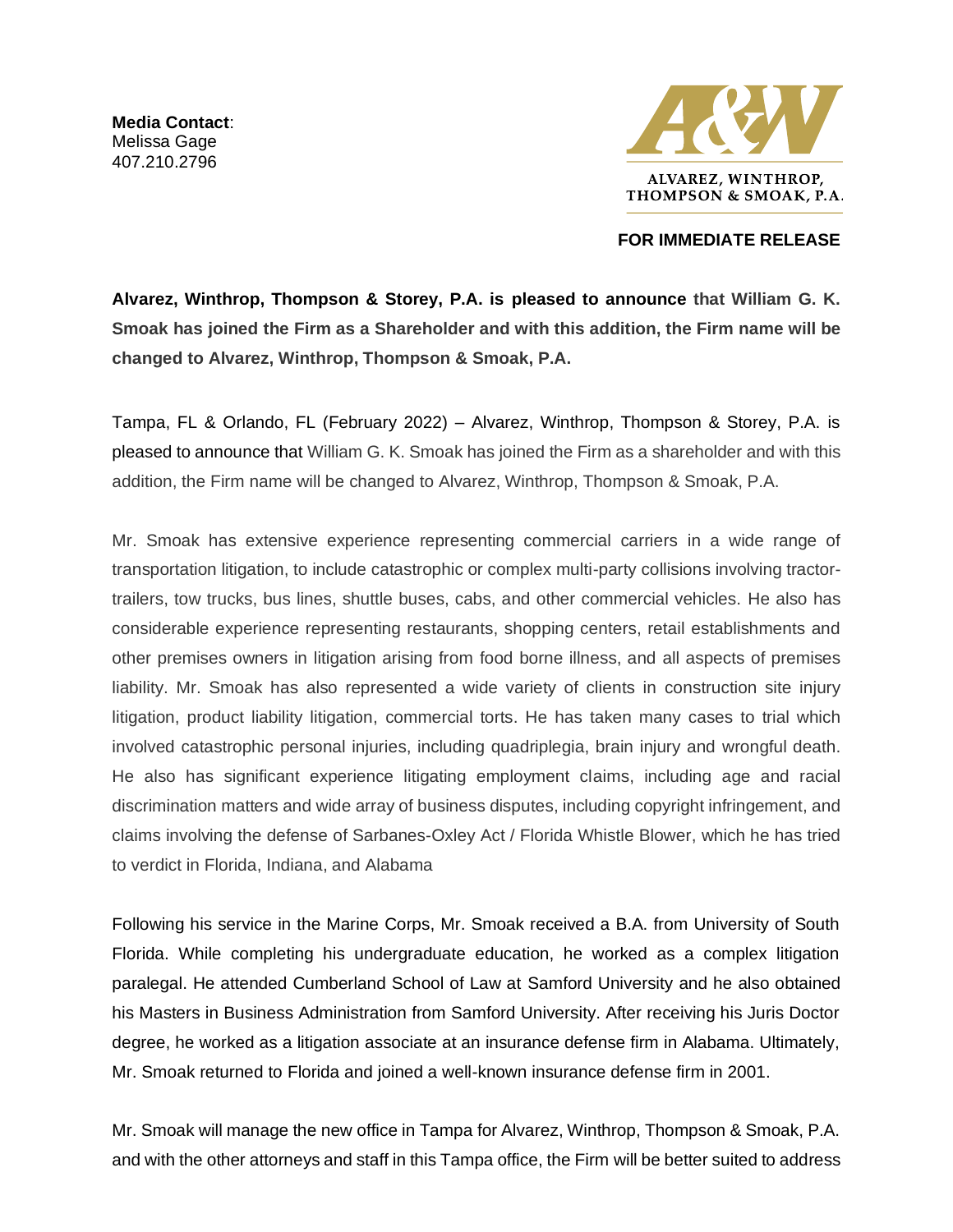**Media Contact**:
Melissa Gage
407.210.2796

ALVAREZ, WINTHROP, THOMPSON & SMOAK, P.A.

**FOR IMMEDIATE RELEASE**

**Alvarez, Winthrop, Thompson & Storey, P.A. is pleased to announce that William G. K. Smoak has joined the Firm as a Shareholder and with this addition, the Firm name will be changed to Alvarez, Winthrop, Thompson & Smoak, P.A.**

Tampa, FL & Orlando, FL (February 2022) – Alvarez, Winthrop, Thompson & Storey, P.A. is pleased to announce that William G. K. Smoak has joined the Firm as a shareholder and with this addition, the Firm name will be changed to Alvarez, Winthrop, Thompson & Smoak, P.A.

Mr. Smoak has extensive experience representing commercial carriers in a wide range of transportation litigation, to include catastrophic or complex multi-party collisions involving tractor-trailers, tow trucks, bus lines, shuttle buses, cabs, and other commercial vehicles. He also has considerable experience representing restaurants, shopping centers, retail establishments and other premises owners in litigation arising from food borne illness, and all aspects of premises liability. Mr. Smoak has also represented a wide variety of clients in construction site injury litigation, product liability litigation, commercial torts. He has taken many cases to trial which involved catastrophic personal injuries, including quadriplegia, brain injury and wrongful death. He also has significant experience litigating employment claims, including age and racial discrimination matters and wide array of business disputes, including copyright infringement, and claims involving the defense of Sarbanes-Oxley Act / Florida Whistle Blower, which he has tried to verdict in Florida, Indiana, and Alabama

Following his service in the Marine Corps, Mr. Smoak received a B.A. from University of South Florida. While completing his undergraduate education, he worked as a complex litigation paralegal. He attended Cumberland School of Law at Samford University and he also obtained his Masters in Business Administration from Samford University. After receiving his Juris Doctor degree, he worked as a litigation associate at an insurance defense firm in Alabama. Ultimately, Mr. Smoak returned to Florida and joined a well-known insurance defense firm in 2001.

Mr. Smoak will manage the new office in Tampa for Alvarez, Winthrop, Thompson & Smoak, P.A. and with the other attorneys and staff in this Tampa office, the Firm will be better suited to address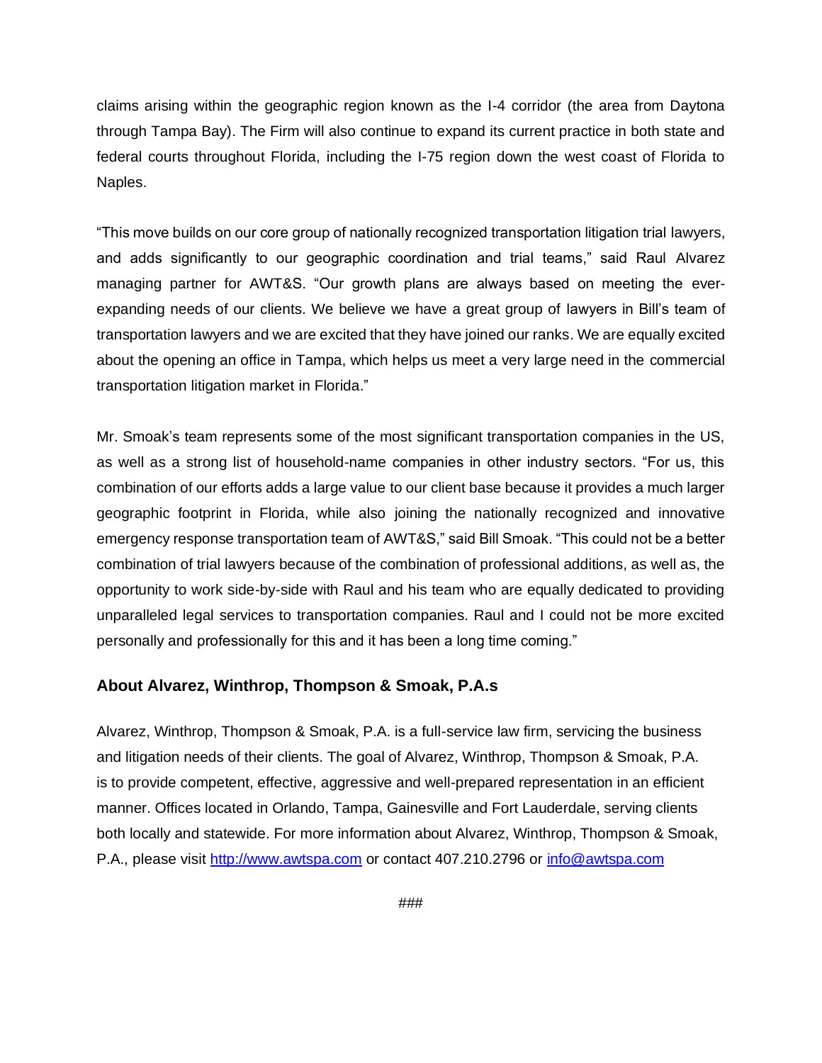claims arising within the geographic region known as the I-4 corridor (the area from Daytona through Tampa Bay). The Firm will also continue to expand its current practice in both state and federal courts throughout Florida, including the I-75 region down the west coast of Florida to Naples.

“This move builds on our core group of nationally recognized transportation litigation trial lawyers, and adds significantly to our geographic coordination and trial teams,” said Raul Alvarez managing partner for AWT&S. “Our growth plans are always based on meeting the ever-expanding needs of our clients. We believe we have a great group of lawyers in Bill’s team of transportation lawyers and we are excited that they have joined our ranks. We are equally excited about the opening an office in Tampa, which helps us meet a very large need in the commercial transportation litigation market in Florida.”

Mr. Smoak’s team represents some of the most significant transportation companies in the US, as well as a strong list of household-name companies in other industry sectors. “For us, this combination of our efforts adds a large value to our client base because it provides a much larger geographic footprint in Florida, while also joining the nationally recognized and innovative emergency response transportation team of AWT&S,” said Bill Smoak. “This could not be a better combination of trial lawyers because of the combination of professional additions, as well as, the opportunity to work side-by-side with Raul and his team who are equally dedicated to providing unparalleled legal services to transportation companies. Raul and I could not be more excited personally and professionally for this and it has been a long time coming.”

## About Alvarez, Winthrop, Thompson & Smoak, P.A.s

Alvarez, Winthrop, Thompson & Smoak, P.A. is a full-service law firm, servicing the business and litigation needs of their clients. The goal of Alvarez, Winthrop, Thompson & Smoak, P.A. is to provide competent, effective, aggressive and well-prepared representation in an efficient manner. Offices located in Orlando, Tampa, Gainesville and Fort Lauderdale, serving clients both locally and statewide. For more information about Alvarez, Winthrop, Thompson & Smoak, P.A., please visit http://www.awtspa.com or contact 407.210.2796 or info@awtspa.com

###